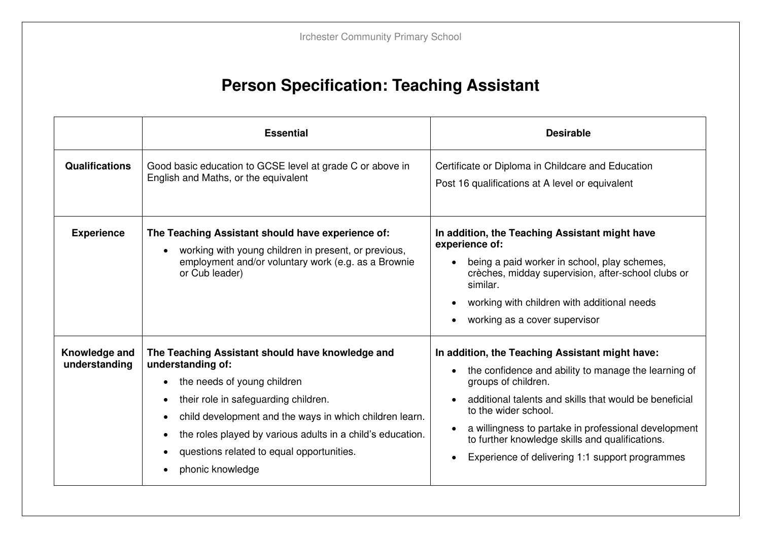# Person Specification: Teaching Assistant

| | Essential | Desirable |
|---|---|---|
| **Qualifications** | Good basic education to GCSE level at grade C or above in English and Maths, or the equivalent | Certificate or Diploma in Childcare and Education<br><br>Post 16 qualifications at A level or equivalent |
| **Experience** | **The Teaching Assistant should have experience of:**<br>• working with young children in present, or previous, employment and/or voluntary work (e.g. as a Brownie or Cub leader) | **In addition, the Teaching Assistant might have experience of:**<br>• being a paid worker in school, play schemes, crèches, midday supervision, after-school clubs or similar.<br>• working with children with additional needs<br>• working as a cover supervisor |
| **Knowledge and understanding** | **The Teaching Assistant should have knowledge and understanding of:**<br>• the needs of young children<br>• their role in safeguarding children.<br>• child development and the ways in which children learn.<br>• the roles played by various adults in a child's education.<br>• questions related to equal opportunities.<br>• phonic knowledge | **In addition, the Teaching Assistant might have:**<br>• the confidence and ability to manage the learning of groups of children.<br>• additional talents and skills that would be beneficial to the wider school.<br>• a willingness to partake in professional development to further knowledge skills and qualifications.<br>• Experience of delivering 1:1 support programmes |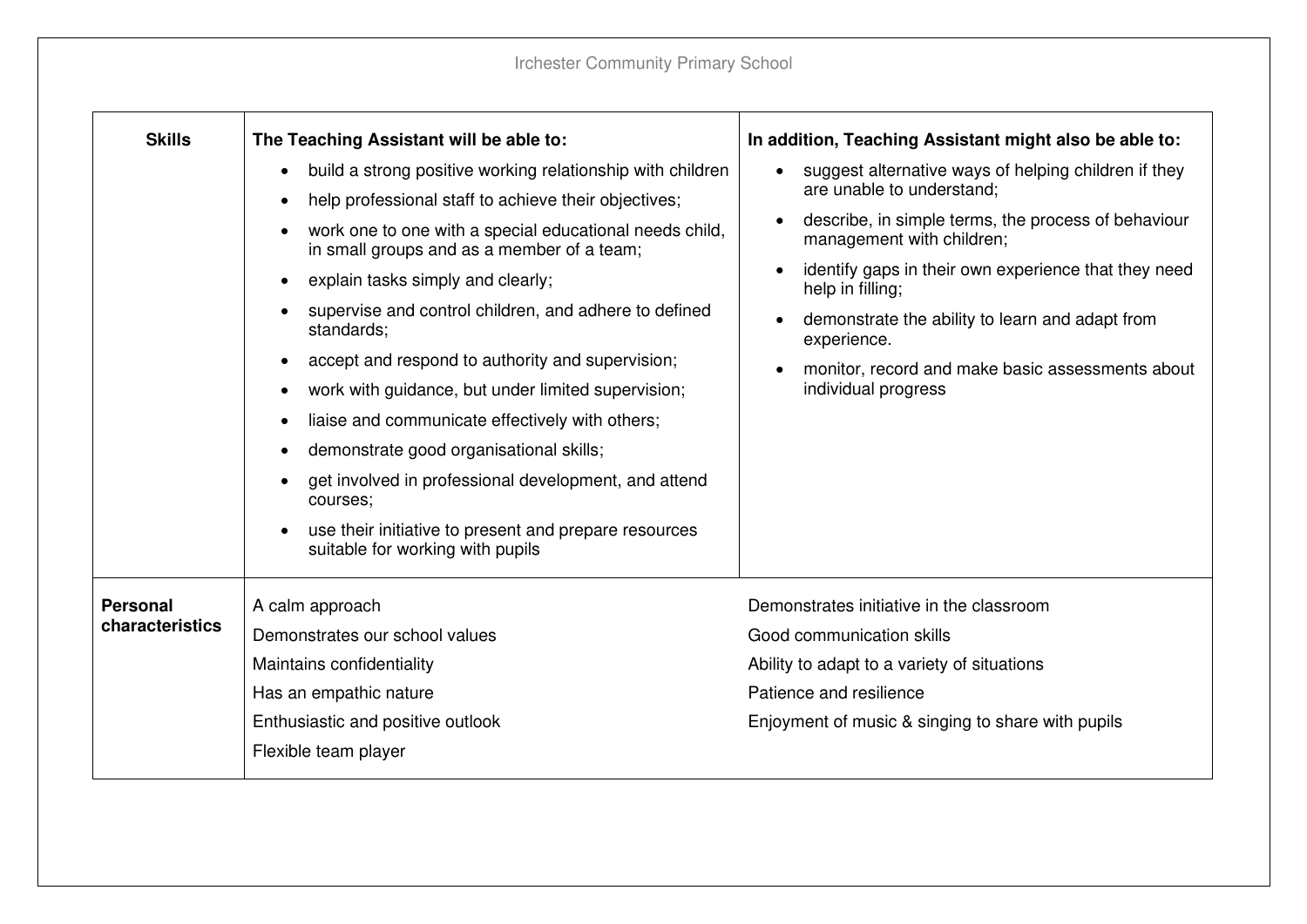| | | |
|---|---|---|
| **Skills** | **The Teaching Assistant will be able to:**<br>• build a strong positive working relationship with children<br>• help professional staff to achieve their objectives;<br>• work one to one with a special educational needs child, in small groups and as a member of a team;<br>• explain tasks simply and clearly;<br>• supervise and control children, and adhere to defined standards;<br>• accept and respond to authority and supervision;<br>• work with guidance, but under limited supervision;<br>• liaise and communicate effectively with others;<br>• demonstrate good organisational skills;<br>• get involved in professional development, and attend courses;<br>• use their initiative to present and prepare resources suitable for working with pupils | **In addition, Teaching Assistant might also be able to:**<br>• suggest alternative ways of helping children if they are unable to understand;<br>• describe, in simple terms, the process of behaviour management with children;<br>• identify gaps in their own experience that they need help in filling;<br>• demonstrate the ability to learn and adapt from experience.<br>• monitor, record and make basic assessments about individual progress |
| **Personal characteristics** | A calm approach<br>Demonstrates our school values<br>Maintains confidentiality<br>Has an empathic nature<br>Enthusiastic and positive outlook<br>Flexible team player | Demonstrates initiative in the classroom<br>Good communication skills<br>Ability to adapt to a variety of situations<br>Patience and resilience<br>Enjoyment of music & singing to share with pupils |